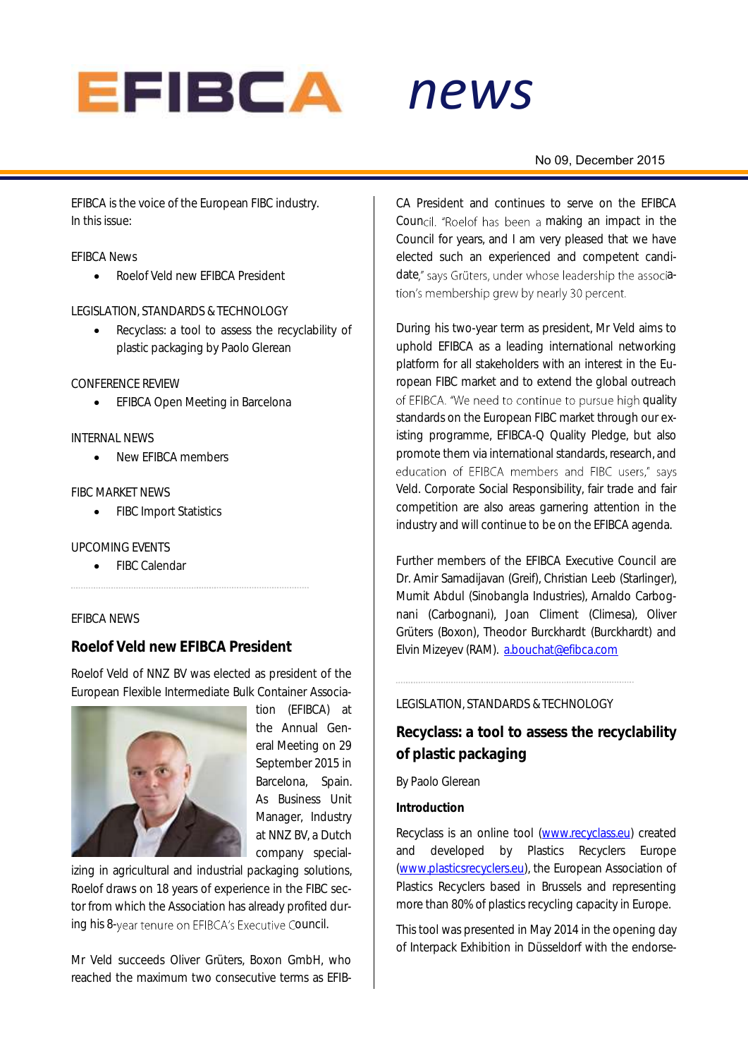# EFIBCA news

No 09, December 2015

EFIBCA is the voice of the European FIBC industry.
In this issue:

EFIBCA News

- Roelof Veld new EFIBCA President

LEGISLATION, STANDARDS & TECHNOLOGY

- Recyclass: a tool to assess the recyclability of plastic packaging by Paolo Glerean

CONFERENCE REVIEW

- EFIBCA Open Meeting in Barcelona

INTERNAL NEWS

- New EFIBCA members

FIBC MARKET NEWS

- FIBC Import Statistics

UPCOMING EVENTS

- FIBC Calendar

EFIBCA NEWS

## Roelof Veld new EFIBCA President

Roelof Veld of NNZ BV was elected as president of the European Flexible Intermediate Bulk Container Association (EFIBCA) at the Annual General Meeting on 29 September 2015 in Barcelona, Spain. As Business Unit Manager, Industry at NNZ BV, a Dutch company specializing in agricultural and industrial packaging solutions, Roelof draws on 18 years of experience in the FIBC sector from which the Association has already profited during his 8-year tenure on EFIBCA's Executive Council.

Mr Veld succeeds Oliver Grüters, Boxon GmbH, who reached the maximum two consecutive terms as EFIBCA President and continues to serve on the EFIBCA Council. "Roelof has been a making an impact in the Council for years, and I am very pleased that we have elected such an experienced and competent candidate," says Grüters, under whose leadership the association's membership grew by nearly 30 percent.

During his two-year term as president, Mr Veld aims to uphold EFIBCA as a leading international networking platform for all stakeholders with an interest in the European FIBC market and to extend the global outreach of EFIBCA. "We need to continue to pursue high quality standards on the European FIBC market through our existing programme, EFIBCA-Q Quality Pledge, but also promote them via international standards, research, and education of EFIBCA members and FIBC users," says Veld. Corporate Social Responsibility, fair trade and fair competition are also areas garnering attention in the industry and will continue to be on the EFIBCA agenda.

Further members of the EFIBCA Executive Council are Dr. Amir Samadijavan (Greif), Christian Leeb (Starlinger), Mumit Abdul (Sinobangla Industries), Arnaldo Carbognani (Carbognani), Joan Climent (Climesa), Oliver Grüters (Boxon), Theodor Burckhardt (Burckhardt) and Elvin Mizeyev (RAM). a.bouchat@efibca.com

LEGISLATION, STANDARDS & TECHNOLOGY

## Recyclass: a tool to assess the recyclability of plastic packaging

By Paolo Glerean

**Introduction**

Recyclass is an online tool (www.recyclass.eu) created and developed by Plastics Recyclers Europe (www.plasticsrecyclers.eu), the European Association of Plastics Recyclers based in Brussels and representing more than 80% of plastics recycling capacity in Europe.

This tool was presented in May 2014 in the opening day of Interpack Exhibition in Düsseldorf with the endorse-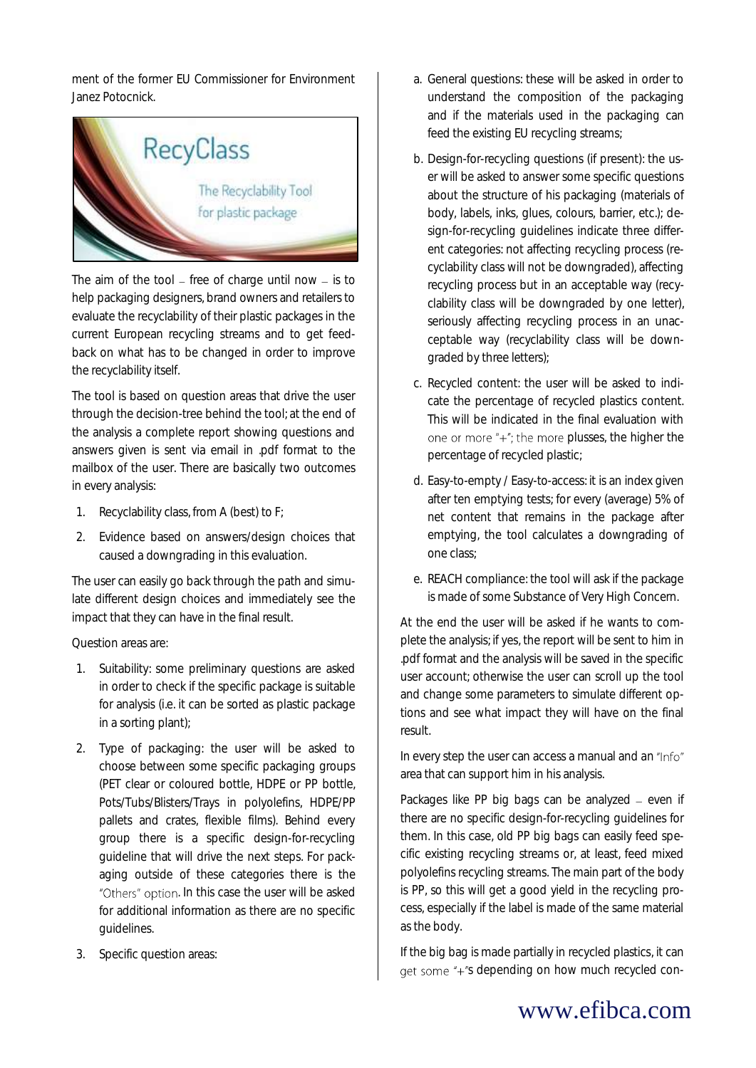ment of the former EU Commissioner for Environment Janez Potocnick.

The aim of the tool – free of charge until now – is to help packaging designers, brand owners and retailers to evaluate the recyclability of their plastic packages in the current European recycling streams and to get feedback on what has to be changed in order to improve the recyclability itself.

The tool is based on question areas that drive the user through the decision-tree behind the tool; at the end of the analysis a complete report showing questions and answers given is sent via email in .pdf format to the mailbox of the user. There are basically two outcomes in every analysis:

1. Recyclability class, from A (best) to F;
2. Evidence based on answers/design choices that caused a downgrading in this evaluation.

The user can easily go back through the path and simulate different design choices and immediately see the impact that they can have in the final result.

Question areas are:

1. Suitability: some preliminary questions are asked in order to check if the specific package is suitable for analysis (i.e. it can be sorted as plastic package in a sorting plant);
2. Type of packaging: the user will be asked to choose between some specific packaging groups (PET clear or coloured bottle, HDPE or PP bottle, Pots/Tubs/Blisters/Trays in polyolefins, HDPE/PP pallets and crates, flexible films). Behind every group there is a specific design-for-recycling guideline that will drive the next steps. For packaging outside of these categories there is the "Others" option. In this case the user will be asked for additional information as there are no specific guidelines.
3. Specific question areas:
   a. General questions: these will be asked in order to understand the composition of the packaging and if the materials used in the packaging can feed the existing EU recycling streams;
   b. Design-for-recycling questions (if present): the user will be asked to answer some specific questions about the structure of his packaging (materials of body, labels, inks, glues, colours, barrier, etc.); design-for-recycling guidelines indicate three different categories: not affecting recycling process (recyclability class will not be downgraded), affecting recycling process but in an acceptable way (recyclability class will be downgraded by one letter), seriously affecting recycling process in an unacceptable way (recyclability class will be downgraded by three letters);
   c. Recycled content: the user will be asked to indicate the percentage of recycled plastics content. This will be indicated in the final evaluation with one or more "+"; the more plusses, the higher the percentage of recycled plastic;
   d. Easy-to-empty / Easy-to-access: it is an index given after ten emptying tests; for every (average) 5% of net content that remains in the package after emptying, the tool calculates a downgrading of one class;
   e. REACH compliance: the tool will ask if the package is made of some Substance of Very High Concern.

At the end the user will be asked if he wants to complete the analysis; if yes, the report will be sent to him in .pdf format and the analysis will be saved in the specific user account; otherwise the user can scroll up the tool and change some parameters to simulate different options and see what impact they will have on the final result.

In every step the user can access a manual and an "Info" area that can support him in his analysis.

Packages like PP big bags can be analyzed – even if there are no specific design-for-recycling guidelines for them. In this case, old PP big bags can easily feed specific existing recycling streams or, at least, feed mixed polyolefins recycling streams. The main part of the body is PP, so this will get a good yield in the recycling process, especially if the label is made of the same material as the body.

If the big bag is made partially in recycled plastics, it can get some "+"s depending on how much recycled con-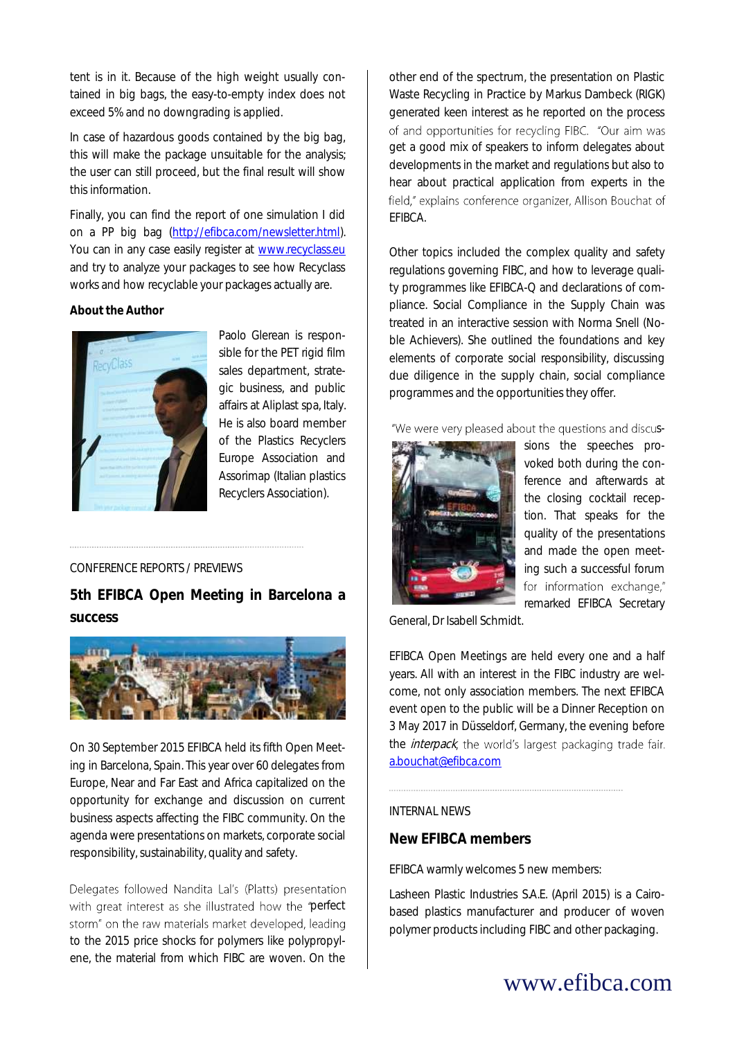tent is in it. Because of the high weight usually contained in big bags, the easy-to-empty index does not exceed 5% and no downgrading is applied.

In case of hazardous goods contained by the big bag, this will make the package unsuitable for the analysis; the user can still proceed, but the final result will show this information.

Finally, you can find the report of one simulation I did on a PP big bag (http://efibca.com/newsletter.html). You can in any case easily register at www.recyclass.eu and try to analyze your packages to see how Recyclass works and how recyclable your packages actually are.

**About the Author**

Paolo Glerean is responsible for the PET rigid film sales department, strategic business, and public affairs at Aliplast spa, Italy. He is also board member of the Plastics Recyclers Europe Association and Assorimap (Italian plastics Recyclers Association).

CONFERENCE REPORTS / PREVIEWS

## 5th EFIBCA Open Meeting in Barcelona a success

On 30 September 2015 EFIBCA held its fifth Open Meeting in Barcelona, Spain. This year over 60 delegates from Europe, Near and Far East and Africa capitalized on the opportunity for exchange and discussion on current business aspects affecting the FIBC community. On the agenda were presentations on markets, corporate social responsibility, sustainability, quality and safety.

Delegates followed Nandita Lal's (Platts) presentation with great interest as she illustrated how the "perfect storm" on the raw materials market developed, leading to the 2015 price shocks for polymers like polypropylene, the material from which FIBC are woven. On the other end of the spectrum, the presentation on Plastic Waste Recycling in Practice by Markus Dambeck (RIGK) generated keen interest as he reported on the process of and opportunities for recycling FIBC. "Our aim was get a good mix of speakers to inform delegates about developments in the market and regulations but also to hear about practical application from experts in the field," explains conference organizer, Allison Bouchat of EFIBCA.

Other topics included the complex quality and safety regulations governing FIBC, and how to leverage quality programmes like EFIBCA-Q and declarations of compliance. Social Compliance in the Supply Chain was treated in an interactive session with Norma Snell (Noble Achievers). She outlined the foundations and key elements of corporate social responsibility, discussing due diligence in the supply chain, social compliance programmes and the opportunities they offer.

"We were very pleased about the questions and discussions the speeches provoked both during the conference and afterwards at the closing cocktail reception. That speaks for the quality of the presentations and made the open meeting such a successful forum for information exchange," remarked EFIBCA Secretary General, Dr Isabell Schmidt.

EFIBCA Open Meetings are held every one and a half years. All with an interest in the FIBC industry are welcome, not only association members. The next EFIBCA event open to the public will be a Dinner Reception on 3 May 2017 in Düsseldorf, Germany, the evening before the *interpack*, the world's largest packaging trade fair. a.bouchat@efibca.com

INTERNAL NEWS

## New EFIBCA members

EFIBCA warmly welcomes 5 new members:

Lasheen Plastic Industries S.A.E. (April 2015) is a Cairo-based plastics manufacturer and producer of woven polymer products including FIBC and other packaging.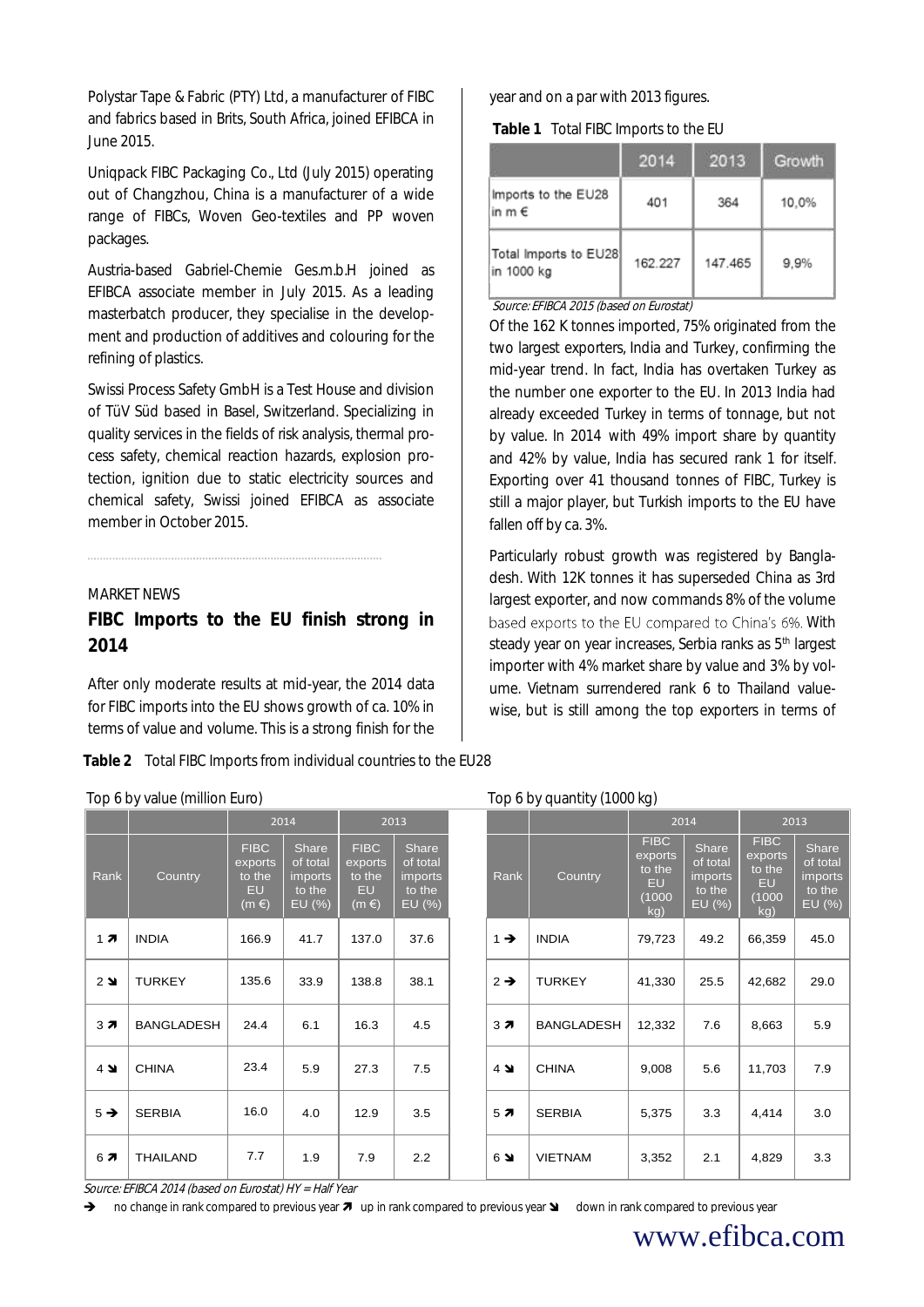Polystar Tape & Fabric (PTY) Ltd, a manufacturer of FIBC and fabrics based in Brits, South Africa, joined EFIBCA in June 2015.

Uniqpack FIBC Packaging Co., Ltd (July 2015) operating out of Changzhou, China is a manufacturer of a wide range of FIBCs, Woven Geo-textiles and PP woven packages.

Austria-based Gabriel-Chemie Ges.m.b.H joined as EFIBCA associate member in July 2015. As a leading masterbatch producer, they specialise in the development and production of additives and colouring for the refining of plastics.

Swissi Process Safety GmbH is a Test House and division of TüV Süd based in Basel, Switzerland. Specializing in quality services in the fields of risk analysis, thermal process safety, chemical reaction hazards, explosion protection, ignition due to static electricity sources and chemical safety, Swissi joined EFIBCA as associate member in October 2015.

MARKET NEWS

## FIBC Imports to the EU finish strong in 2014

After only moderate results at mid-year, the 2014 data for FIBC imports into the EU shows growth of ca. 10% in terms of value and volume. This is a strong finish for the year and on a par with 2013 figures.

**Table 1** Total FIBC Imports to the EU

| | 2014 | 2013 | Growth |
|---|---|---|---|
| Imports to the EU28 in m € | 401 | 364 | 10,0% |
| Total Imports to EU28 in 1000 kg | 162.227 | 147.465 | 9,9% |

*Source: EFIBCA 2015 (based on Eurostat)*

Of the 162 K tonnes imported, 75% originated from the two largest exporters, India and Turkey, confirming the mid-year trend. In fact, India has overtaken Turkey as the number one exporter to the EU. In 2013 India had already exceeded Turkey in terms of tonnage, but not by value. In 2014 with 49% import share by quantity and 42% by value, India has secured rank 1 for itself. Exporting over 41 thousand tonnes of FIBC, Turkey is still a major player, but Turkish imports to the EU have fallen off by ca. 3%.

Particularly robust growth was registered by Bangladesh. With 12K tonnes it has superseded China as 3rd largest exporter, and now commands 8% of the volume based exports to the EU compared to China's 6%. With steady year on year increases, Serbia ranks as 5th largest importer with 4% market share by value and 3% by volume. Vietnam surrendered rank 6 to Thailand value-wise, but is still among the top exporters in terms of

**Table 2** Total FIBC Imports from individual countries to the EU28

Top 6 by value (million Euro)

| Rank | Country | 2014 FIBC exports to the EU (m €) | 2014 Share of total imports to the EU (%) | 2013 FIBC exports to the EU (m €) | 2013 Share of total imports to the EU (%) |
|---|---|---|---|---|---|
| 1 ↗ | INDIA | 166.9 | 41.7 | 137.0 | 37.6 |
| 2 ↘ | TURKEY | 135.6 | 33.9 | 138.8 | 38.1 |
| 3 ↗ | BANGLADESH | 24.4 | 6.1 | 16.3 | 4.5 |
| 4 ↘ | CHINA | 23.4 | 5.9 | 27.3 | 7.5 |
| 5 → | SERBIA | 16.0 | 4.0 | 12.9 | 3.5 |
| 6 ↗ | THAILAND | 7.7 | 1.9 | 7.9 | 2.2 |

Top 6 by quantity (1000 kg)

| Rank | Country | 2014 FIBC exports to the EU (1000 kg) | 2014 Share of total imports to the EU (%) | 2013 FIBC exports to the EU (1000 kg) | 2013 Share of total imports to the EU (%) |
|---|---|---|---|---|---|
| 1 → | INDIA | 79,723 | 49.2 | 66,359 | 45.0 |
| 2 → | TURKEY | 41,330 | 25.5 | 42,682 | 29.0 |
| 3 ↗ | BANGLADESH | 12,332 | 7.6 | 8,663 | 5.9 |
| 4 ↘ | CHINA | 9,008 | 5.6 | 11,703 | 7.9 |
| 5 ↗ | SERBIA | 5,375 | 3.3 | 4,414 | 3.0 |
| 6 ↘ | VIETNAM | 3,352 | 2.1 | 4,829 | 3.3 |

*Source: EFIBCA 2014 (based on Eurostat) HY = Half Year*

→ no change in rank compared to previous year ↗ up in rank compared to previous year ↘ down in rank compared to previous year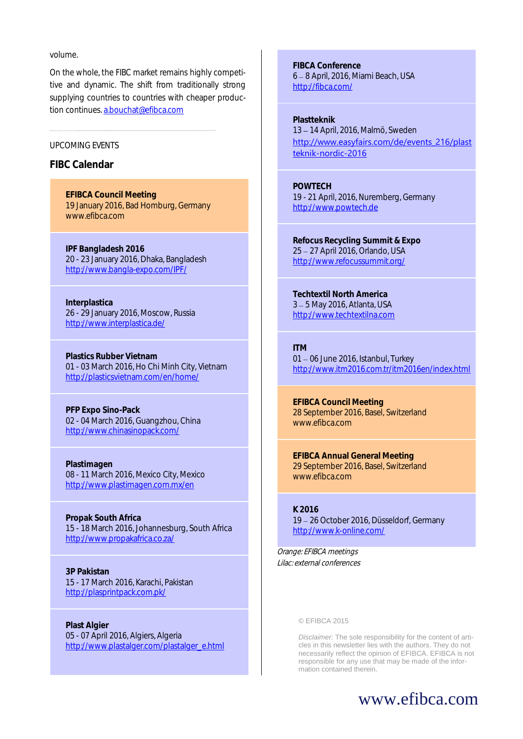volume.

On the whole, the FIBC market remains highly competitive and dynamic. The shift from traditionally strong supplying countries to countries with cheaper production continues. a.bouchat@efibca.com

UPCOMING EVENTS

## FIBC Calendar

**EFIBCA Council Meeting**
19 January 2016, Bad Homburg, Germany
www.efibca.com

**IPF Bangladesh 2016**
20 - 23 January 2016, Dhaka, Bangladesh
http://www.bangla-expo.com/IPF/

**Interplastica**
26 - 29 January 2016, Moscow, Russia
http://www.interplastica.de/

**Plastics Rubber Vietnam**
01 - 03 March 2016, Ho Chi Minh City, Vietnam
http://plasticsvietnam.com/en/home/

**PFP Expo Sino-Pack**
02 - 04 March 2016, Guangzhou, China
http://www.chinasinopack.com/

**Plastimagen**
08 - 11 March 2016, Mexico City, Mexico
http://www.plastimagen.com.mx/en

**Propak South Africa**
15 - 18 March 2016, Johannesburg, South Africa
http://www.propakafrica.co.za/

**3P Pakistan**
15 - 17 March 2016, Karachi, Pakistan
http://plasprintpack.com.pk/

**Plast Algier**
05 - 07 April 2016, Algiers, Algeria
http://www.plastalger.com/plastalger_e.html

**FIBCA Conference**
6 – 8 April, 2016, Miami Beach, USA
http://fibca.com/

**Plastteknik**
13 – 14 April, 2016, Malmö, Sweden
http://www.easyfairs.com/de/events_216/plastteknik-nordic-2016

**POWTECH**
19 - 21 April, 2016, Nuremberg, Germany
http://www.powtech.de

**Refocus Recycling Summit & Expo**
25 – 27 April 2016, Orlando, USA
http://www.refocussummit.org/

**Techtextil North America**
3 – 5 May 2016, Atlanta, USA
http://www.techtextilna.com

**ITM**
01 – 06 June 2016, Istanbul, Turkey
http://www.itm2016.com.tr/itm2016en/index.html

**EFIBCA Council Meeting**
28 September 2016, Basel, Switzerland
www.efibca.com

**EFIBCA Annual General Meeting**
29 September 2016, Basel, Switzerland
www.efibca.com

**K 2016**
19 – 26 October 2016, Düsseldorf, Germany
http://www.k-online.com/

*Orange: EFIBCA meetings*
*Lilac: external conferences*

© EFIBCA 2015

*Disclaimer:* The sole responsibility for the content of articles in this newsletter lies with the authors. They do not necessarily reflect the opinion of EFIBCA. EFIBCA is not responsible for any use that may be made of the information contained therein.

www.efibca.com